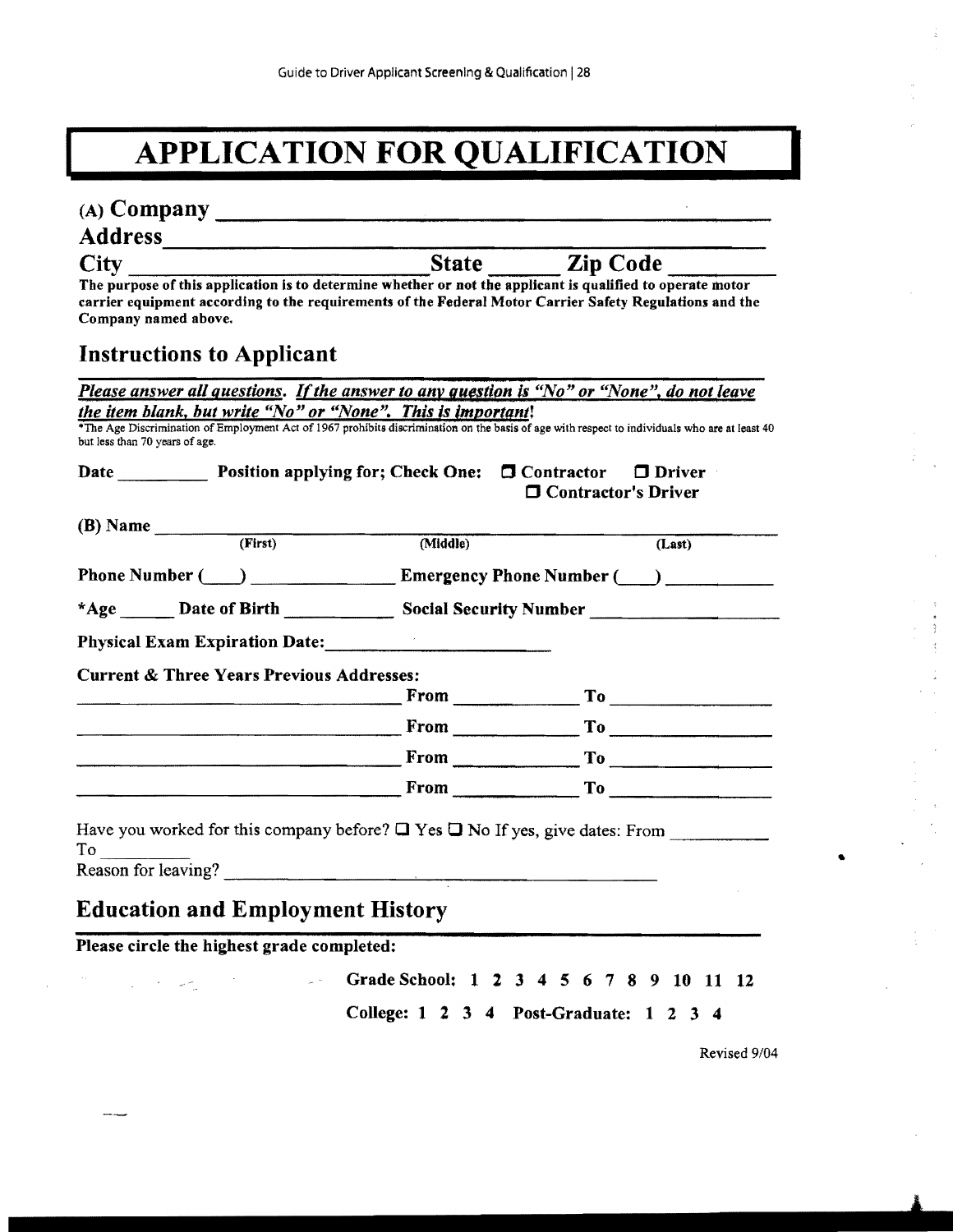# APPLICATION FOR QUALIFICATION

**(A) Company** ______________________________________________

**Address** ______________________________________________

**City** ______________________ **State** ______ **Zip Code** __________

**The purpose of this application is to determine whether or not the applicant is qualified to operate motor carrier equipment according to the requirements of the Federal Motor Carrier Safety Regulations and the Company named above.**

## Instructions to Applicant

***Please answer all questions. If the answer to any question is "No" or "None", do not leave the item blank, but write "No" or "None". This is important!***

*The Age Discrimination of Employment Act of 1967 prohibits discrimination on the basis of age with respect to individuals who are at least 40 but less than 70 years of age.

**Date** __________ **Position applying for; Check One:** ☐ **Contractor** ☐ **Driver** ☐ **Contractor's Driver**

**(B) Name** ______________________________________________
(First) (Middle) (Last)

**Phone Number** (____) ______________ **Emergency Phone Number** (____) __________

**\*Age** ______ **Date of Birth** __________ **Social Security Number** ______________

**Physical Exam Expiration Date:** ______________________

**Current & Three Years Previous Addresses:**

______________________________ **From** ____________ **To** ______________

______________________________ **From** ____________ **To** ______________

______________________________ **From** ____________ **To** ______________

______________________________ **From** ____________ **To** ______________

Have you worked for this company before? ☐ Yes ☐ No If yes, give dates: From __________ To __________

Reason for leaving? ______________________________________________

## Education and Employment History

**Please circle the highest grade completed:**

**Grade School: 1 2 3 4 5 6 7 8 9 10 11 12**

**College: 1 2 3 4 Post-Graduate: 1 2 3 4**

Revised 9/04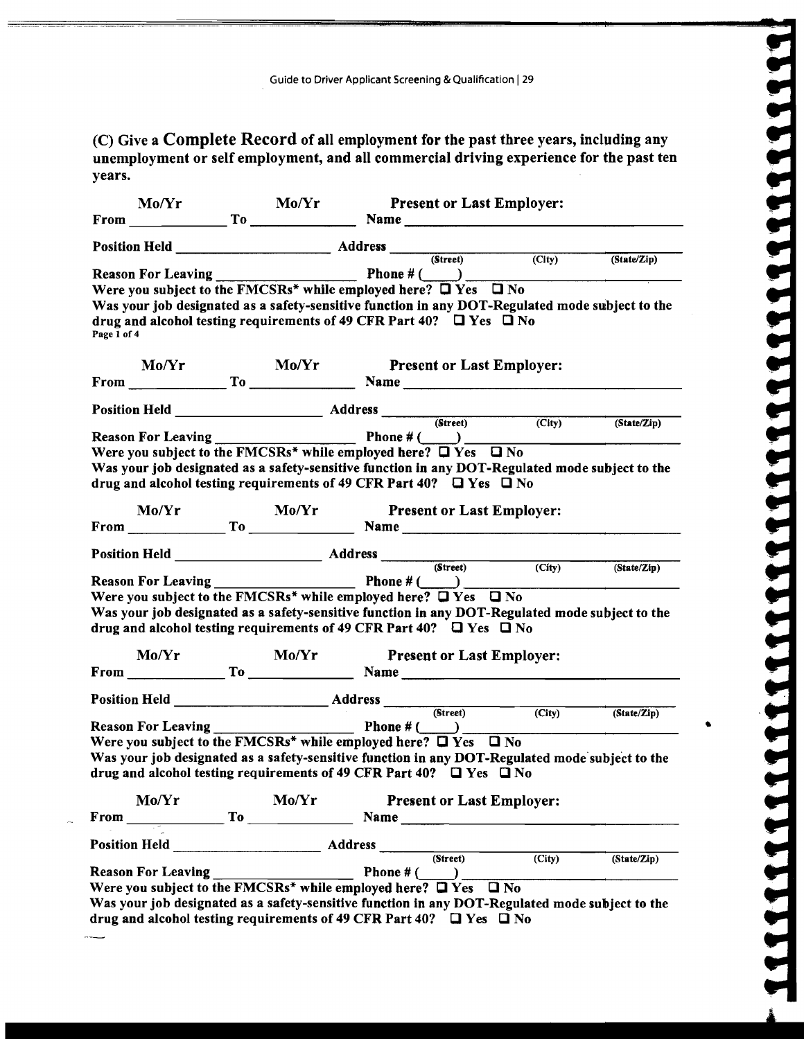**(C) Give a Complete Record of all employment for the past three years, including any unemployment or self employment, and all commercial driving experience for the past ten years.**

**Mo/Yr** **Mo/Yr** **Present or Last Employer:**

**From** ____________ **To** ____________ **Name** ________________________________

**Position Held** ____________________ **Address** ________________________________
(Street) (City) (State/Zip)

**Reason For Leaving** ____________________ **Phone # (____)** ____________________

**Were you subject to the FMCSRs\* while employed here?** ☐ **Yes** ☐ **No**

**Was your job designated as a safety-sensitive function in any DOT-Regulated mode subject to the drug and alcohol testing requirements of 49 CFR Part 40?** ☐ **Yes** ☐ **No**

**Mo/Yr** **Mo/Yr** **Present or Last Employer:**

**From** ____________ **To** ____________ **Name** ________________________________

**Position Held** ____________________ **Address** ________________________________
(Street) (City) (State/Zip)

**Reason For Leaving** ____________________ **Phone # (____)** ____________________

**Were you subject to the FMCSRs\* while employed here?** ☐ **Yes** ☐ **No**

**Was your job designated as a safety-sensitive function in any DOT-Regulated mode subject to the drug and alcohol testing requirements of 49 CFR Part 40?** ☐ **Yes** ☐ **No**

**Mo/Yr** **Mo/Yr** **Present or Last Employer:**

**From** ____________ **To** ____________ **Name** ________________________________

**Position Held** ____________________ **Address** ________________________________
(Street) (City) (State/Zip)

**Reason For Leaving** ____________________ **Phone # (____)** ____________________

**Were you subject to the FMCSRs\* while employed here?** ☐ **Yes** ☐ **No**

**Was your job designated as a safety-sensitive function in any DOT-Regulated mode subject to the drug and alcohol testing requirements of 49 CFR Part 40?** ☐ **Yes** ☐ **No**

**Mo/Yr** **Mo/Yr** **Present or Last Employer:**

**From** ____________ **To** ____________ **Name** ________________________________

**Position Held** ____________________ **Address** ________________________________
(Street) (City) (State/Zip)

**Reason For Leaving** ____________________ **Phone # (____)** ____________________

**Were you subject to the FMCSRs\* while employed here?** ☐ **Yes** ☐ **No**

**Was your job designated as a safety-sensitive function in any DOT-Regulated mode subject to the drug and alcohol testing requirements of 49 CFR Part 40?** ☐ **Yes** ☐ **No**

**Mo/Yr** **Mo/Yr** **Present or Last Employer:**

**From** ____________ **To** ____________ **Name** ________________________________

**Position Held** ____________________ **Address** ________________________________
(Street) (City) (State/Zip)

**Reason For Leaving** ____________________ **Phone # (____)** ____________________

**Were you subject to the FMCSRs\* while employed here?** ☐ **Yes** ☐ **No**

**Was your job designated as a safety-sensitive function in any DOT-Regulated mode subject to the drug and alcohol testing requirements of 49 CFR Part 40?** ☐ **Yes** ☐ **No**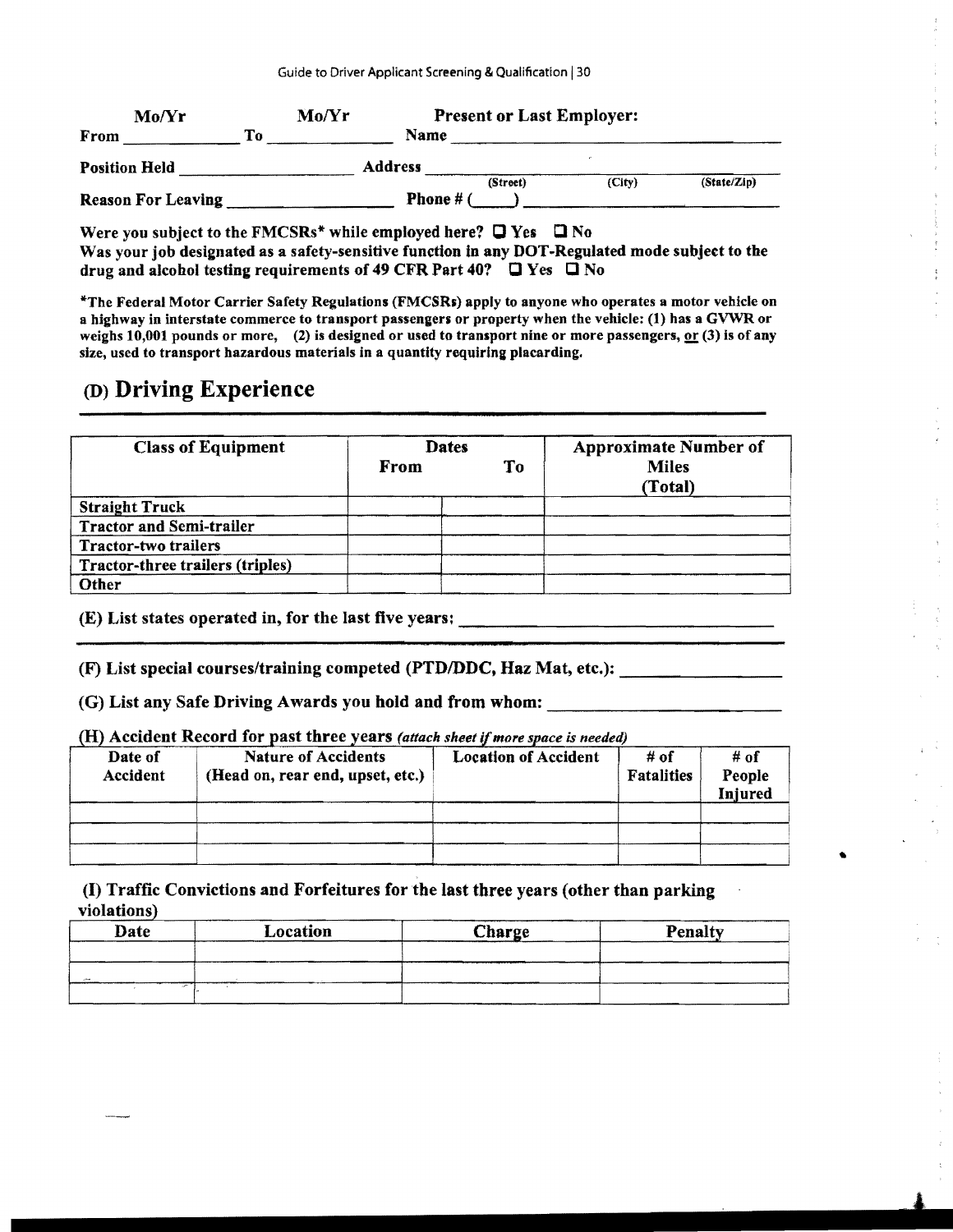Mo/Yr From ____________ To ____________ Mo/Yr

**Present or Last Employer:**

**Name** ______________________________

**Position Held** ______________________ **Address** ______________________________
(Street) (City) (State/Zip)

**Reason For Leaving** ______________________ **Phone #** (____) ______________________

**Were you subject to the FMCSRs\* while employed here?** ☐ Yes ☐ No

**Was your job designated as a safety-sensitive function in any DOT-Regulated mode subject to the drug and alcohol testing requirements of 49 CFR Part 40?** ☐ Yes ☐ No

**\*The Federal Motor Carrier Safety Regulations (FMCSRs) apply to anyone who operates a motor vehicle on a highway in interstate commerce to transport passengers or property when the vehicle: (1) has a GVWR or weighs 10,001 pounds or more, (2) is designed or used to transport nine or more passengers, <u>or</u> (3) is of any size, used to transport hazardous materials in a quantity requiring placarding.**

## (D) Driving Experience

| Class of Equipment | Dates From | Dates To | Approximate Number of Miles (Total) |
|---|---|---|---|
| Straight Truck | | | |
| Tractor and Semi-trailer | | | |
| Tractor-two trailers | | | |
| Tractor-three trailers (triples) | | | |
| Other | | | |

**(E) List states operated in, for the last five years:** ______________________________

**(F) List special courses/training competed (PTD/DDC, Haz Mat, etc.):** ______________

**(G) List any Safe Driving Awards you hold and from whom:** ______________________

**(H) Accident Record for past three years** *(attach sheet if more space is needed)*

| Date of Accident | Nature of Accidents (Head on, rear end, upset, etc.) | Location of Accident | # of Fatalities | # of People Injured |
|---|---|---|---|---|
| | | | | |
| | | | | |
| | | | | |

**(I) Traffic Convictions and Forfeitures for the last three years (other than parking violations)**

| Date | Location | Charge | Penalty |
|---|---|---|---|
| | | | |
| | | | |
| | | | |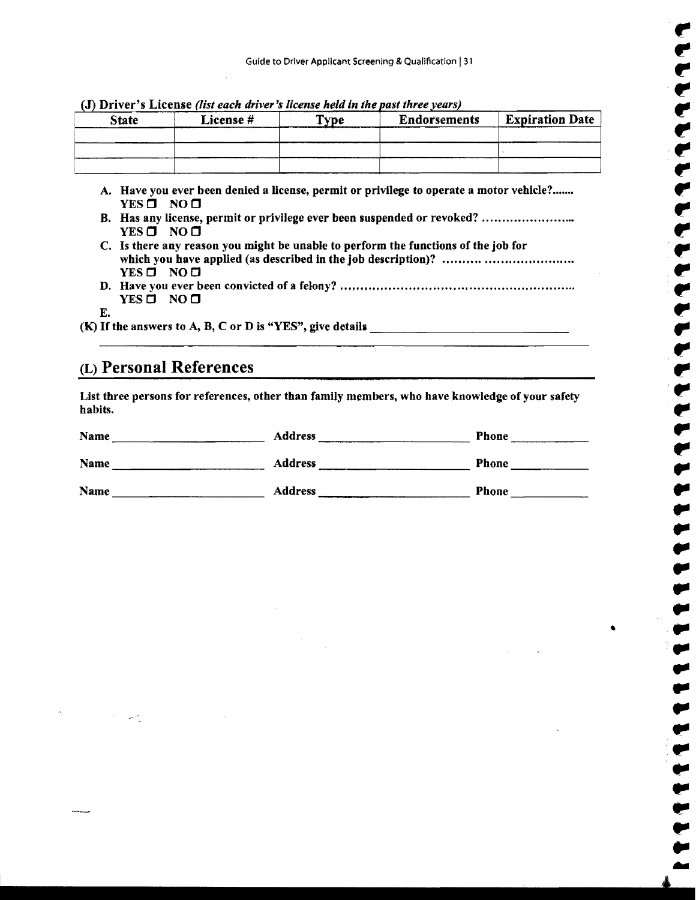**(J) Driver's License** *(list each driver's license held in the past three years)*

| State | License # | Type | Endorsements | Expiration Date |
|---|---|---|---|---|
| | | | | |
| | | | | |
| | | | | |

**A. Have you ever been denied a license, permit or privilege to operate a motor vehicle?.......**
**YES ☐ NO ☐**

**B. Has any license, permit or privilege ever been suspended or revoked? .......................**
**YES ☐ NO ☐**

**C. Is there any reason you might be unable to perform the functions of the job for which you have applied (as described in the job description)? .......... .......................**
**YES ☐ NO ☐**

**D. Have you ever been convicted of a felony? ........................................................**
**YES ☐ NO ☐**

**E.**

**(K) If the answers to A, B, C or D is "YES", give details** ________________________________

______________________________________________________________________

## (L) Personal References

**List three persons for references, other than family members, who have knowledge of your safety habits.**

**Name** ________________________ **Address** ________________________ **Phone** ____________

**Name** ________________________ **Address** ________________________ **Phone** ____________

**Name** ________________________ **Address** ________________________ **Phone** ____________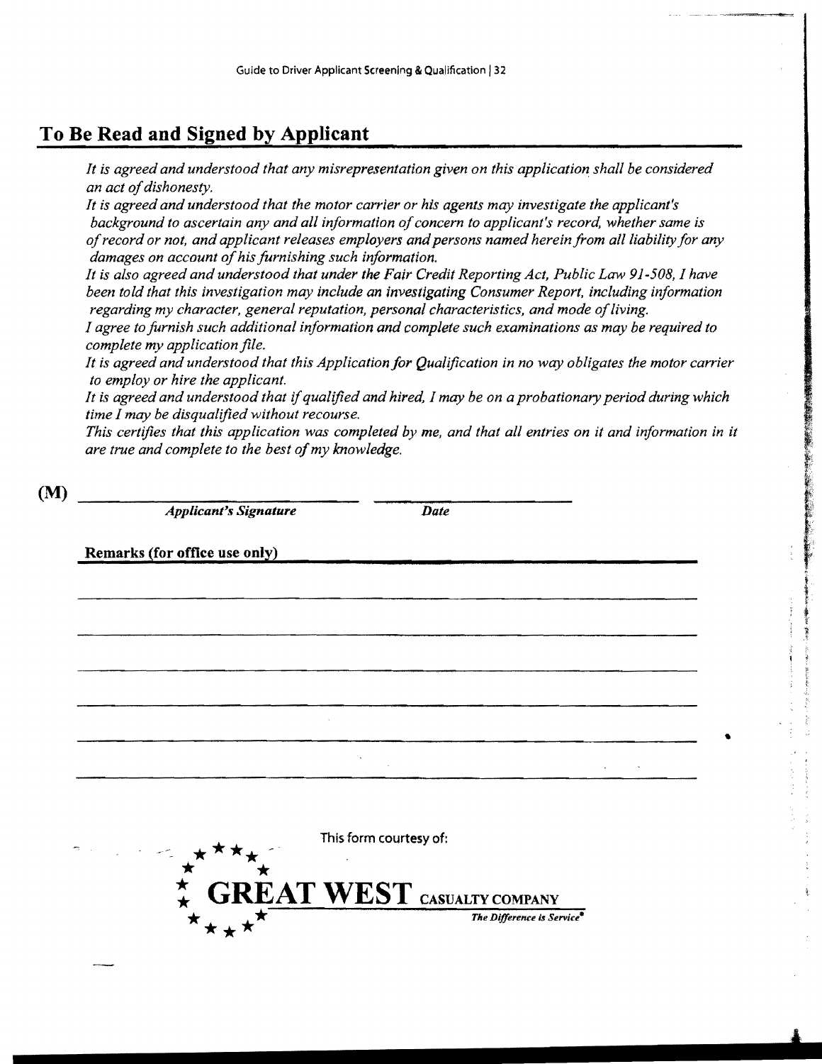## To Be Read and Signed by Applicant

*It is agreed and understood that any misrepresentation given on this application shall be considered an act of dishonesty.*

*It is agreed and understood that the motor carrier or his agents may investigate the applicant's background to ascertain any and all information of concern to applicant's record, whether same is of record or not, and applicant releases employers and persons named herein from all liability for any damages on account of his furnishing such information.*

*It is also agreed and understood that under the Fair Credit Reporting Act, Public Law 91-508, I have been told that this investigation may include an investigating Consumer Report, including information regarding my character, general reputation, personal characteristics, and mode of living.*

*I agree to furnish such additional information and complete such examinations as may be required to complete my application file.*

*It is agreed and understood that this Application for Qualification in no way obligates the motor carrier to employ or hire the applicant.*

*It is agreed and understood that if qualified and hired, I may be on a probationary period during which time I may be disqualified without recourse.*

*This certifies that this application was completed by me, and that all entries on it and information in it are true and complete to the best of my knowledge.*

**(M)** \_\_\_\_\_\_\_\_\_\_\_\_\_\_\_\_\_\_\_\_\_\_\_\_\_\_\_\_\_\_ \_\_\_\_\_\_\_\_\_\_\_\_\_\_\_\_\_\_\_\_\_\_\_\_

*Applicant's Signature* *Date*

**Remarks (for office use only)**

\_\_\_\_\_\_\_\_\_\_\_\_\_\_\_\_\_\_\_\_\_\_\_\_\_\_\_\_\_\_\_\_\_\_\_\_\_\_\_\_\_\_\_\_\_\_\_\_\_\_\_\_\_\_\_\_\_\_\_\_\_\_\_\_\_\_\_\_\_\_

\_\_\_\_\_\_\_\_\_\_\_\_\_\_\_\_\_\_\_\_\_\_\_\_\_\_\_\_\_\_\_\_\_\_\_\_\_\_\_\_\_\_\_\_\_\_\_\_\_\_\_\_\_\_\_\_\_\_\_\_\_\_\_\_\_\_\_\_\_\_

\_\_\_\_\_\_\_\_\_\_\_\_\_\_\_\_\_\_\_\_\_\_\_\_\_\_\_\_\_\_\_\_\_\_\_\_\_\_\_\_\_\_\_\_\_\_\_\_\_\_\_\_\_\_\_\_\_\_\_\_\_\_\_\_\_\_\_\_\_\_

\_\_\_\_\_\_\_\_\_\_\_\_\_\_\_\_\_\_\_\_\_\_\_\_\_\_\_\_\_\_\_\_\_\_\_\_\_\_\_\_\_\_\_\_\_\_\_\_\_\_\_\_\_\_\_\_\_\_\_\_\_\_\_\_\_\_\_\_\_\_

\_\_\_\_\_\_\_\_\_\_\_\_\_\_\_\_\_\_\_\_\_\_\_\_\_\_\_\_\_\_\_\_\_\_\_\_\_\_\_\_\_\_\_\_\_\_\_\_\_\_\_\_\_\_\_\_\_\_\_\_\_\_\_\_\_\_\_\_\_\_

\_\_\_\_\_\_\_\_\_\_\_\_\_\_\_\_\_\_\_\_\_\_\_\_\_\_\_\_\_\_\_\_\_\_\_\_\_\_\_\_\_\_\_\_\_\_\_\_\_\_\_\_\_\_\_\_\_\_\_\_\_\_\_\_\_\_\_\_\_\_

This form courtesy of:

**GREAT WEST CASUALTY COMPANY**

*The Difference is Service®*